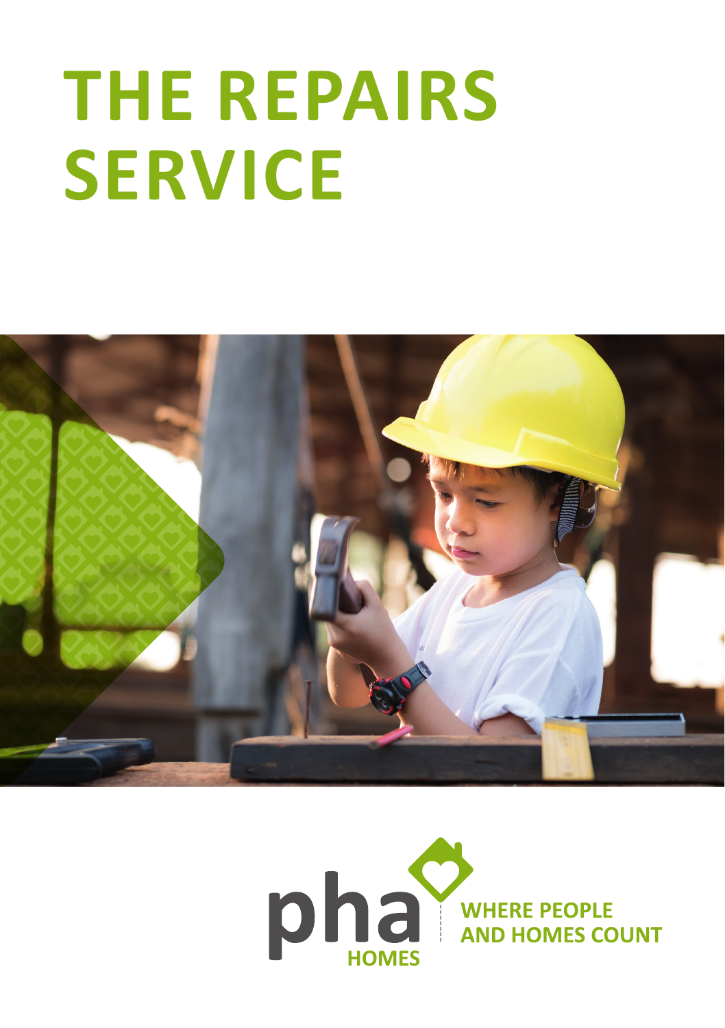# THE REPAIRS SERVICE

pha HOMES

WHERE PEOPLE AND HOMES COUNT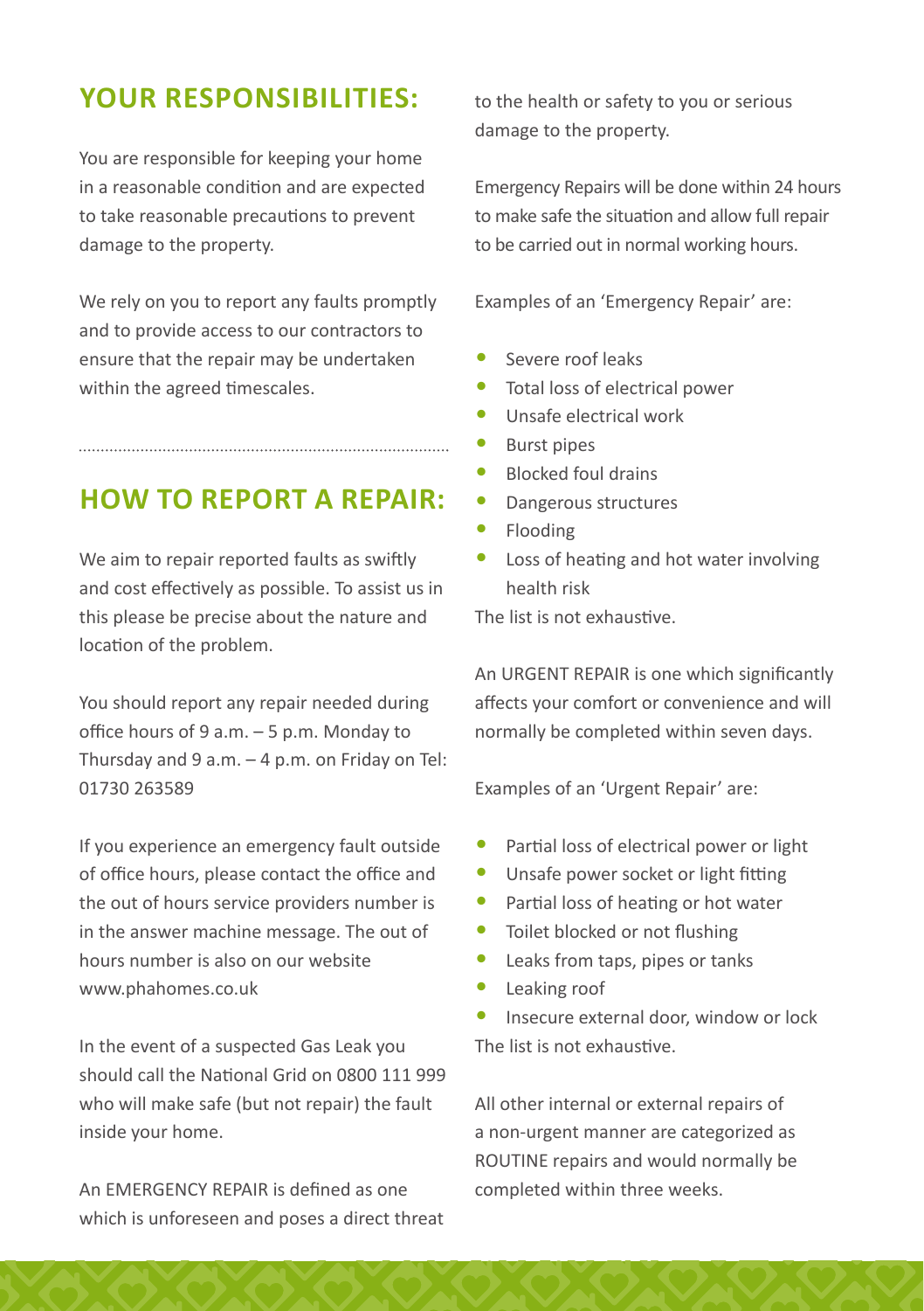## YOUR RESPONSIBILITIES:

You are responsible for keeping your home in a reasonable condition and are expected to take reasonable precautions to prevent damage to the property.

We rely on you to report any faults promptly and to provide access to our contractors to ensure that the repair may be undertaken within the agreed timescales.

## HOW TO REPORT A REPAIR:

We aim to repair reported faults as swiftly and cost effectively as possible. To assist us in this please be precise about the nature and location of the problem.

You should report any repair needed during office hours of 9 a.m. – 5 p.m. Monday to Thursday and 9 a.m. – 4 p.m. on Friday on Tel: 01730 263589

If you experience an emergency fault outside of office hours, please contact the office and the out of hours service providers number is in the answer machine message. The out of hours number is also on our website www.phahomes.co.uk

In the event of a suspected Gas Leak you should call the National Grid on 0800 111 999 who will make safe (but not repair) the fault inside your home.

An EMERGENCY REPAIR is defined as one which is unforeseen and poses a direct threat to the health or safety to you or serious damage to the property.

Emergency Repairs will be done within 24 hours to make safe the situation and allow full repair to be carried out in normal working hours.

Examples of an 'Emergency Repair' are:

- Severe roof leaks
- Total loss of electrical power
- Unsafe electrical work
- Burst pipes
- Blocked foul drains
- Dangerous structures
- Flooding
- Loss of heating and hot water involving health risk

The list is not exhaustive.

An URGENT REPAIR is one which significantly affects your comfort or convenience and will normally be completed within seven days.

Examples of an 'Urgent Repair' are:

- Partial loss of electrical power or light
- Unsafe power socket or light fitting
- Partial loss of heating or hot water
- Toilet blocked or not flushing
- Leaks from taps, pipes or tanks
- Leaking roof
- Insecure external door, window or lock

The list is not exhaustive.

All other internal or external repairs of a non-urgent manner are categorized as ROUTINE repairs and would normally be completed within three weeks.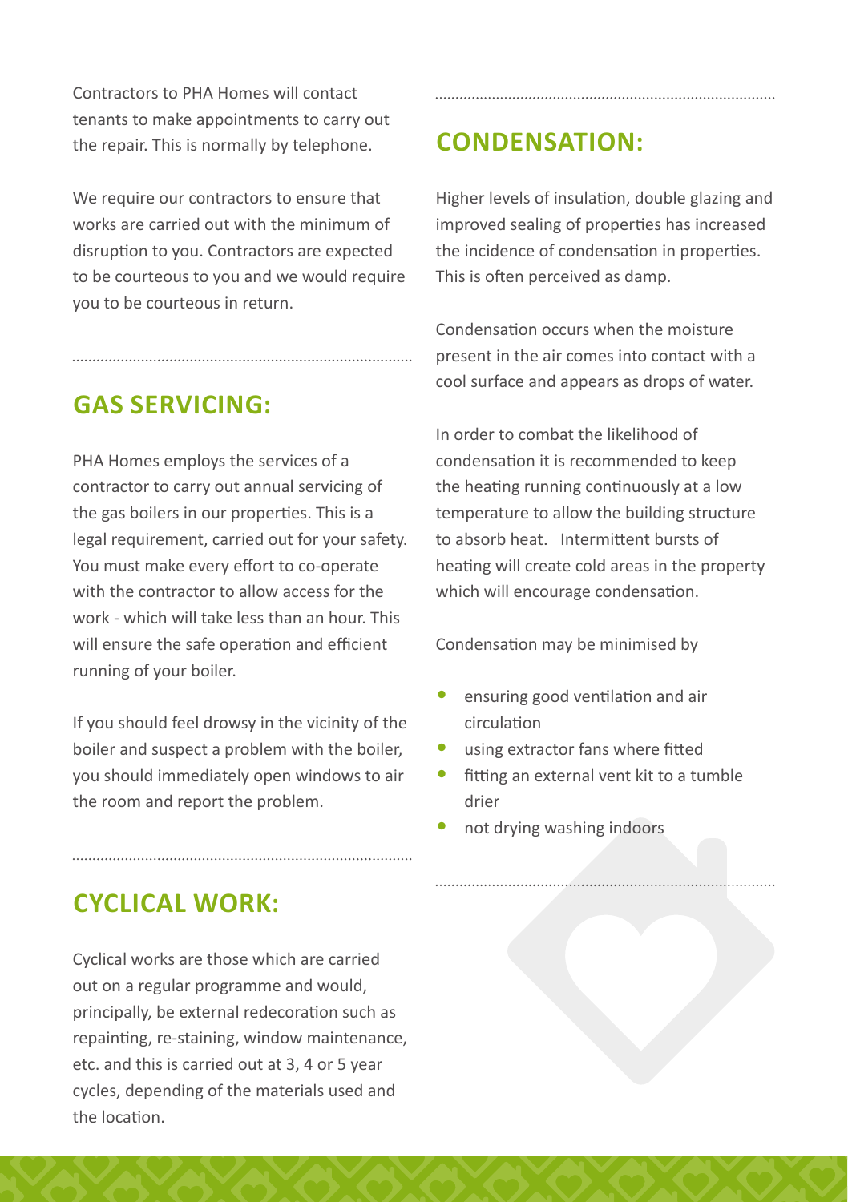Contractors to PHA Homes will contact tenants to make appointments to carry out the repair. This is normally by telephone.

We require our contractors to ensure that works are carried out with the minimum of disruption to you. Contractors are expected to be courteous to you and we would require you to be courteous in return.

## GAS SERVICING:

PHA Homes employs the services of a contractor to carry out annual servicing of the gas boilers in our properties. This is a legal requirement, carried out for your safety. You must make every effort to co-operate with the contractor to allow access for the work - which will take less than an hour. This will ensure the safe operation and efficient running of your boiler.

If you should feel drowsy in the vicinity of the boiler and suspect a problem with the boiler, you should immediately open windows to air the room and report the problem.

## CYCLICAL WORK:

Cyclical works are those which are carried out on a regular programme and would, principally, be external redecoration such as repainting, re-staining, window maintenance, etc. and this is carried out at 3, 4 or 5 year cycles, depending of the materials used and the location.

## CONDENSATION:

Higher levels of insulation, double glazing and improved sealing of properties has increased the incidence of condensation in properties. This is often perceived as damp.

Condensation occurs when the moisture present in the air comes into contact with a cool surface and appears as drops of water.

In order to combat the likelihood of condensation it is recommended to keep the heating running continuously at a low temperature to allow the building structure to absorb heat. Intermittent bursts of heating will create cold areas in the property which will encourage condensation.

Condensation may be minimised by

- ensuring good ventilation and air circulation
- using extractor fans where fitted
- fitting an external vent kit to a tumble drier
- not drying washing indoors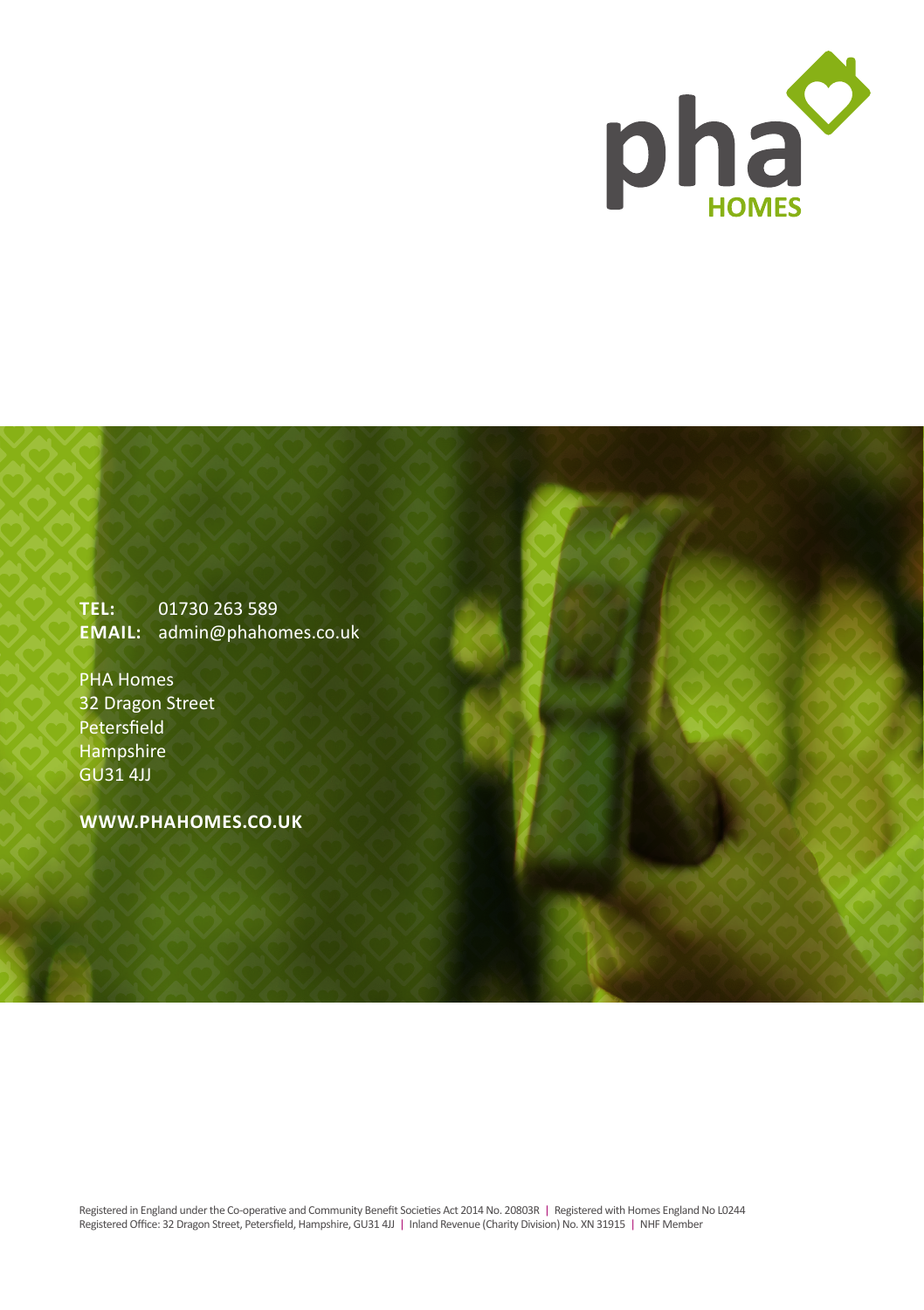pha HOMES

**TEL:** 01730 263 589
**EMAIL:** admin@phahomes.co.uk

PHA Homes
32 Dragon Street
Petersfield
Hampshire
GU31 4JJ

**WWW.PHAHOMES.CO.UK**

Registered in England under the Co-operative and Community Benefit Societies Act 2014 No. 20803R | Registered with Homes England No L0244
Registered Office: 32 Dragon Street, Petersfield, Hampshire, GU31 4JJ | Inland Revenue (Charity Division) No. XN 31915 | NHF Member